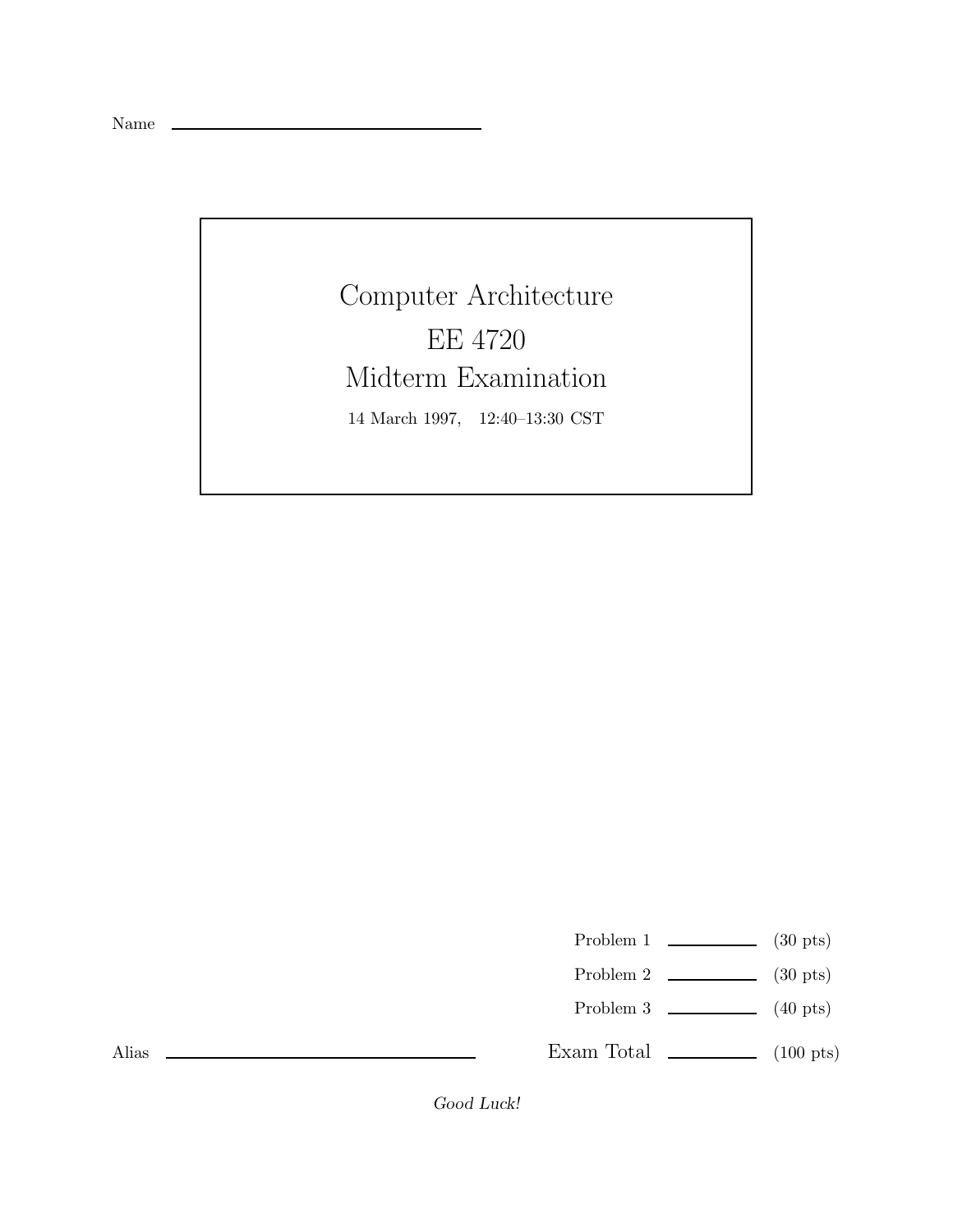Name ____________________________

# Computer Architecture

## EE 4720

## Midterm Examination

14 March 1997, 12:40–13:30 CST

| | | |
|---|---|---|
| Problem 1 | ________ | (30 pts) |
| Problem 2 | ________ | (30 pts) |
| Problem 3 | ________ | (40 pts) |
| Exam Total | ________ | (100 pts) |

Alias ____________________________

*Good Luck!*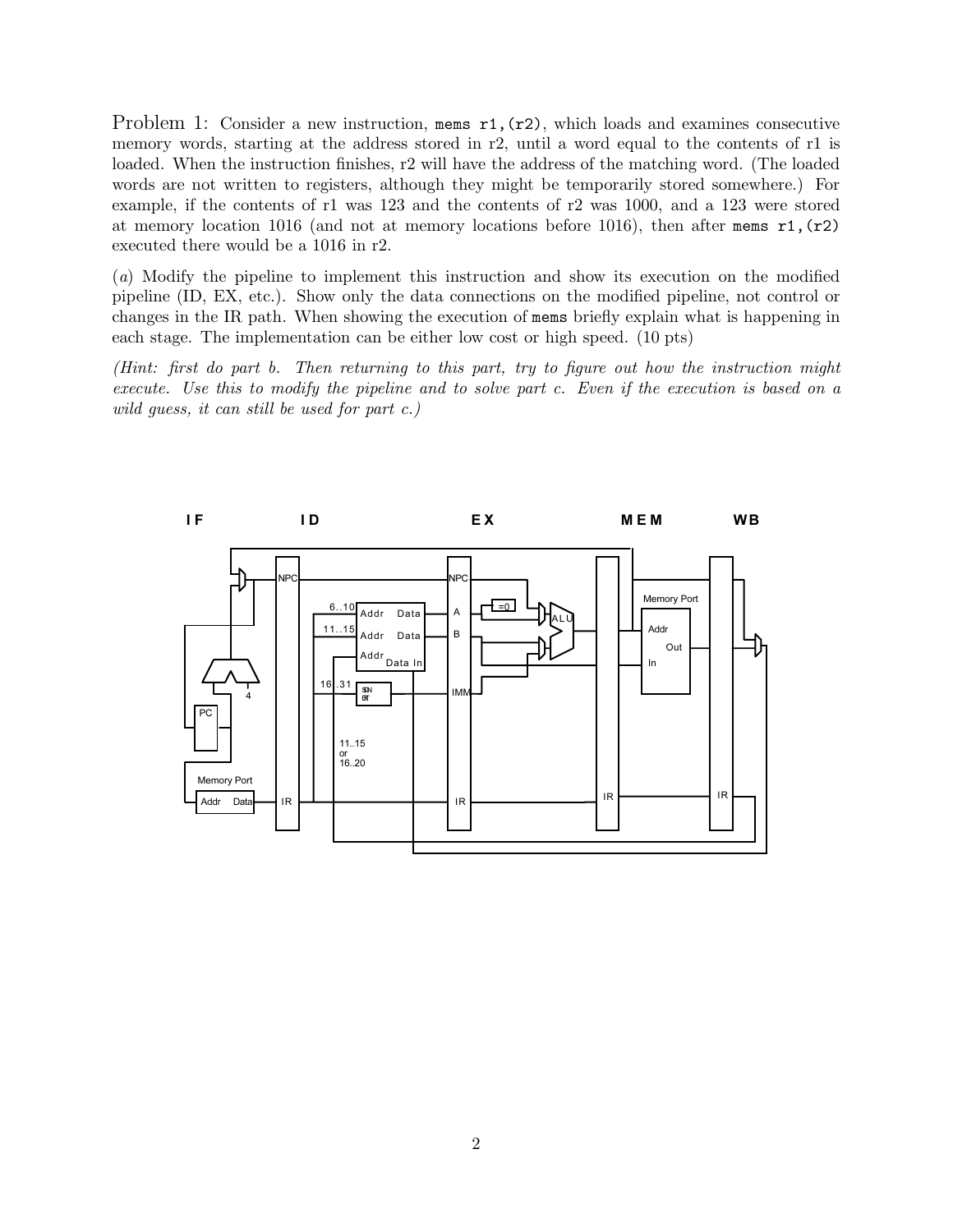Problem 1: Consider a new instruction, `mems r1,(r2)`, which loads and examines consecutive memory words, starting at the address stored in r2, until a word equal to the contents of r1 is loaded. When the instruction finishes, r2 will have the address of the matching word. (The loaded words are not written to registers, although they might be temporarily stored somewhere.) For example, if the contents of r1 was 123 and the contents of r2 was 1000, and a 123 were stored at memory location 1016 (and not at memory locations before 1016), then after `mems r1,(r2)` executed there would be a 1016 in r2.

(*a*) Modify the pipeline to implement this instruction and show its execution on the modified pipeline (ID, EX, etc.). Show only the data connections on the modified pipeline, not control or changes in the IR path. When showing the execution of `mems` briefly explain what is happening in each stage. The implementation can be either low cost or high speed. (10 pts)

*(Hint: first do part b. Then returning to this part, try to figure out how the instruction might execute. Use this to modify the pipeline and to solve part c. Even if the execution is based on a wild guess, it can still be used for part c.)*

IF ID EX MEM WB

NPC NPC 6..10 Addr Data A =0 ALU 11..15 Addr Data B Memory Port Addr Out In Addr Data In 16..31 SIGN EXT IMM 4 PC 11..15 or 16..20 Memory Port Addr Data IR IR IR IR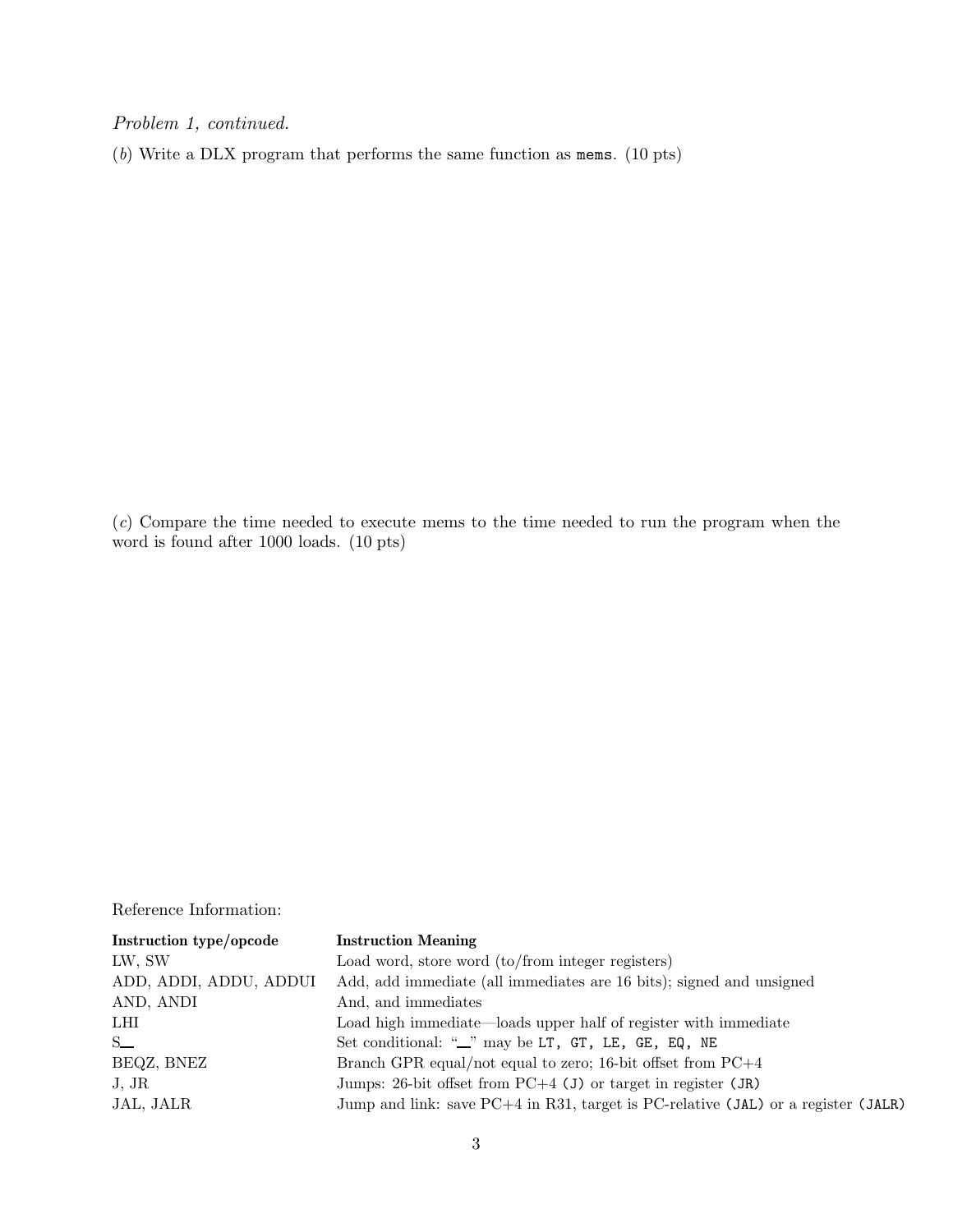*Problem 1, continued.*

(*b*) Write a DLX program that performs the same function as `mems`. (10 pts)

(*c*) Compare the time needed to execute mems to the time needed to run the program when the word is found after 1000 loads. (10 pts)

Reference Information:

| **Instruction type/opcode** | **Instruction Meaning** |
|---|---|
| LW, SW | Load word, store word (to/from integer registers) |
| ADD, ADDI, ADDU, ADDUI | Add, add immediate (all immediates are 16 bits); signed and unsigned |
| AND, ANDI | And, and immediates |
| LHI | Load high immediate—loads upper half of register with immediate |
| S__ | Set conditional: "__" may be `LT, GT, LE, GE, EQ, NE` |
| BEQZ, BNEZ | Branch GPR equal/not equal to zero; 16-bit offset from PC+4 |
| J, JR | Jumps: 26-bit offset from PC+4 `(J)` or target in register `(JR)` |
| JAL, JALR | Jump and link: save PC+4 in R31, target is PC-relative `(JAL)` or a register `(JALR)` |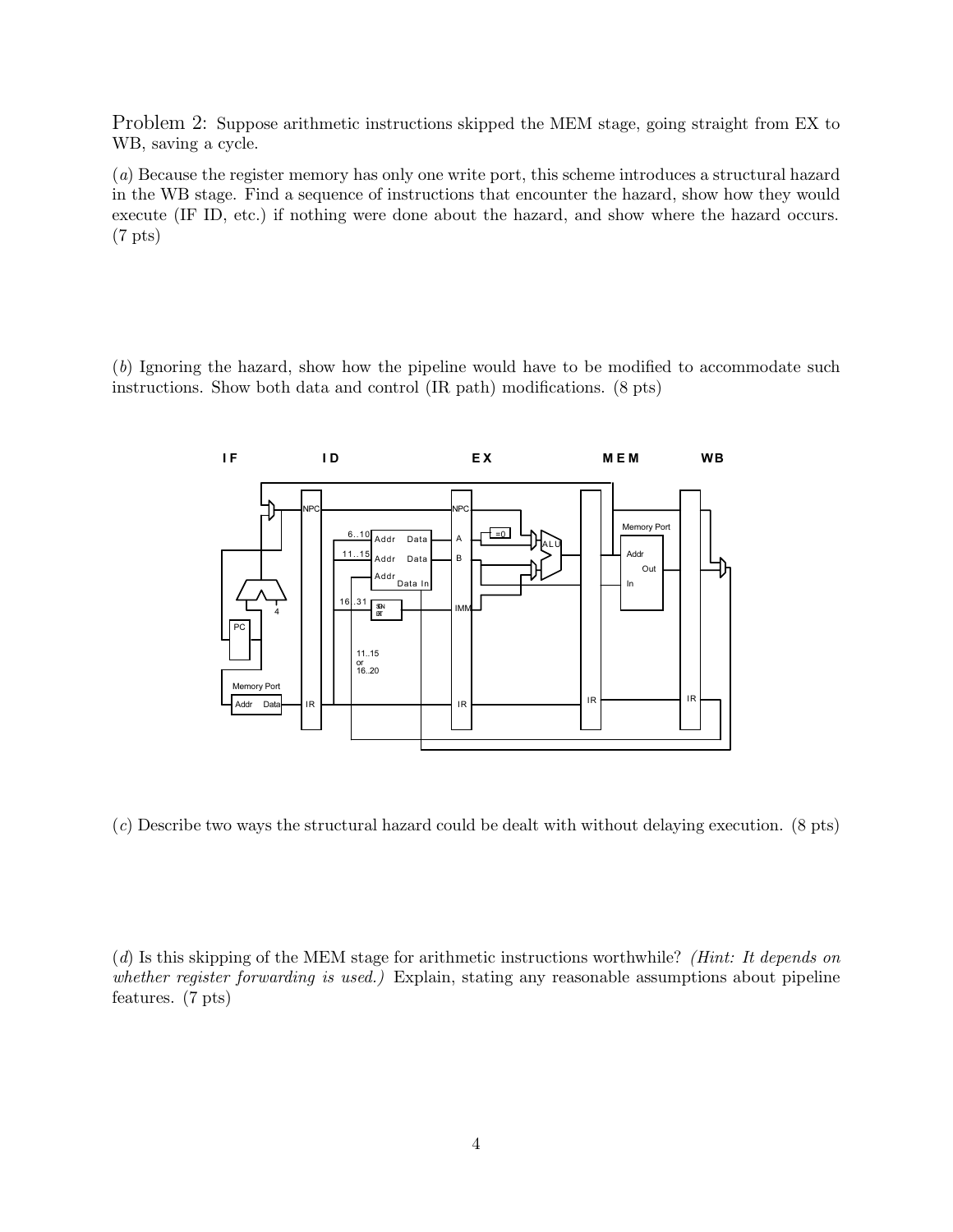Problem 2: Suppose arithmetic instructions skipped the MEM stage, going straight from EX to WB, saving a cycle.

(*a*) Because the register memory has only one write port, this scheme introduces a structural hazard in the WB stage. Find a sequence of instructions that encounter the hazard, show how they would execute (IF ID, etc.) if nothing were done about the hazard, and show where the hazard occurs. (7 pts)

(*b*) Ignoring the hazard, show how the pipeline would have to be modified to accommodate such instructions. Show both data and control (IR path) modifications. (8 pts)

(*c*) Describe two ways the structural hazard could be dealt with without delaying execution. (8 pts)

(*d*) Is this skipping of the MEM stage for arithmetic instructions worthwhile? *(Hint: It depends on whether register forwarding is used.)* Explain, stating any reasonable assumptions about pipeline features. (7 pts)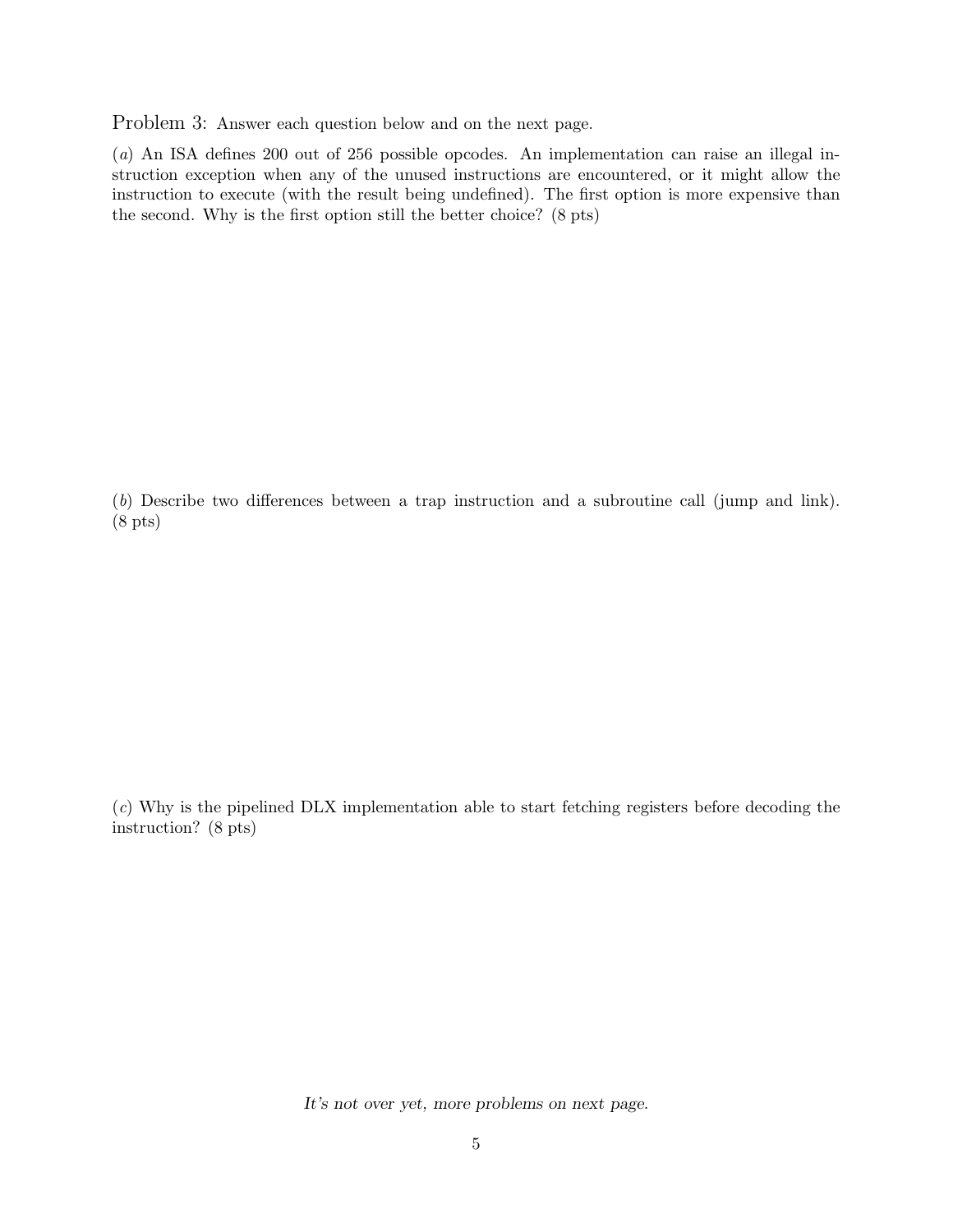Problem 3: Answer each question below and on the next page.

(*a*) An ISA defines 200 out of 256 possible opcodes. An implementation can raise an illegal instruction exception when any of the unused instructions are encountered, or it might allow the instruction to execute (with the result being undefined). The first option is more expensive than the second. Why is the first option still the better choice? (8 pts)

(*b*) Describe two differences between a trap instruction and a subroutine call (jump and link). (8 pts)

(*c*) Why is the pipelined DLX implementation able to start fetching registers before decoding the instruction? (8 pts)

*It's not over yet, more problems on next page.*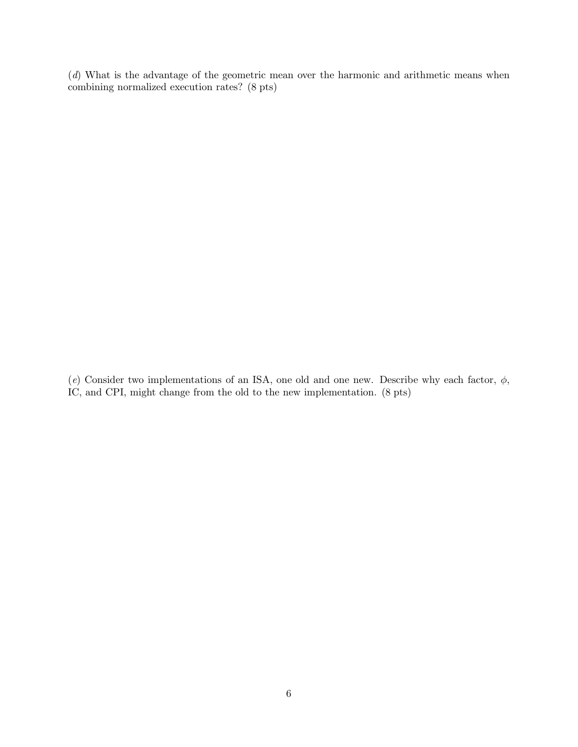(*d*) What is the advantage of the geometric mean over the harmonic and arithmetic means when combining normalized execution rates? (8 pts)

(*e*) Consider two implementations of an ISA, one old and one new. Describe why each factor, $\phi$, IC, and CPI, might change from the old to the new implementation. (8 pts)